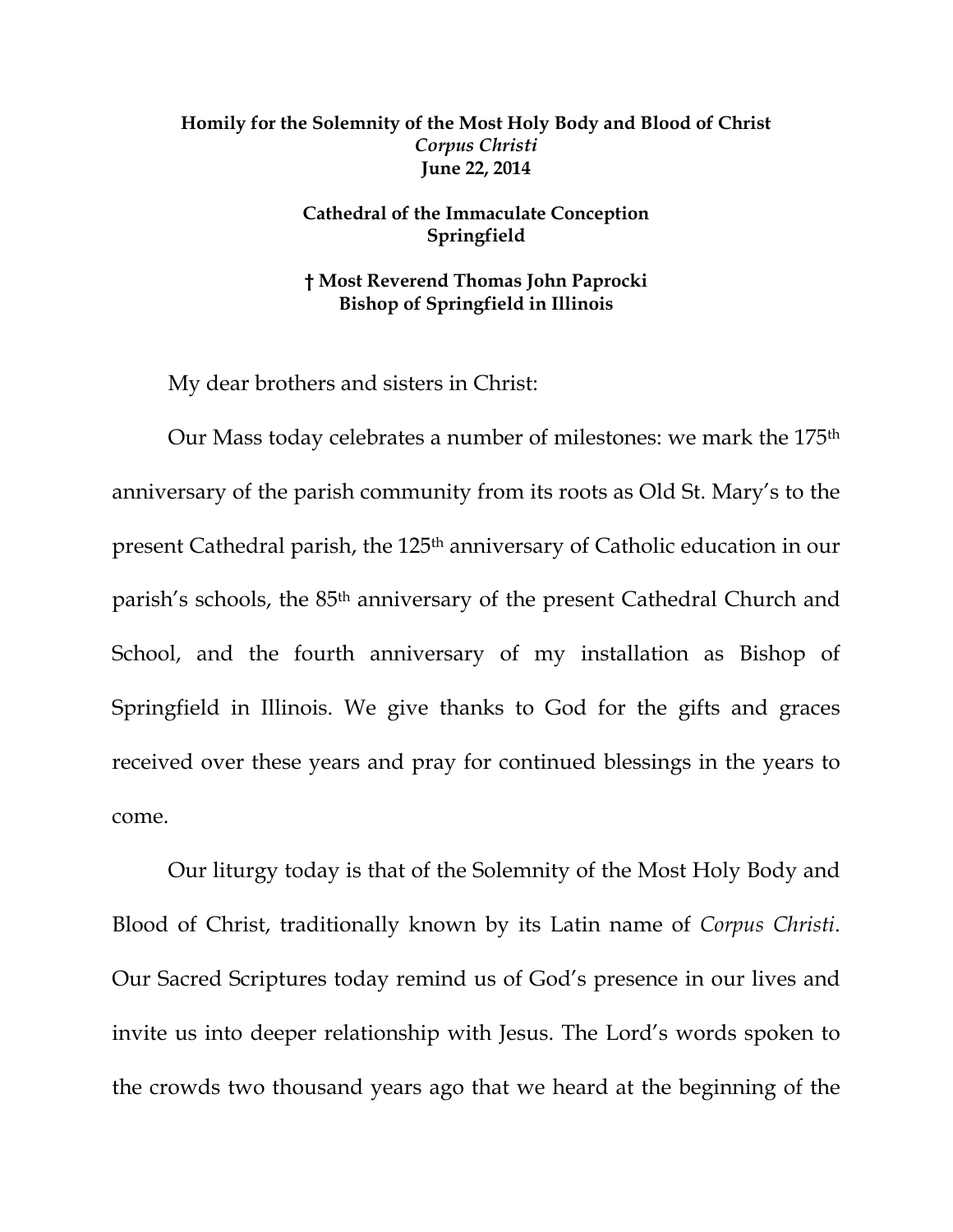**Homily for the Solemnity of the Most Holy Body and Blood of Christ**
***Corpus Christi***
**June 22, 2014**

**Cathedral of the Immaculate Conception**
**Springfield**

**† Most Reverend Thomas John Paprocki**
**Bishop of Springfield in Illinois**

My dear brothers and sisters in Christ:

Our Mass today celebrates a number of milestones: we mark the 175th anniversary of the parish community from its roots as Old St. Mary's to the present Cathedral parish, the 125th anniversary of Catholic education in our parish's schools, the 85th anniversary of the present Cathedral Church and School, and the fourth anniversary of my installation as Bishop of Springfield in Illinois. We give thanks to God for the gifts and graces received over these years and pray for continued blessings in the years to come.

Our liturgy today is that of the Solemnity of the Most Holy Body and Blood of Christ, traditionally known by its Latin name of *Corpus Christi*. Our Sacred Scriptures today remind us of God's presence in our lives and invite us into deeper relationship with Jesus. The Lord's words spoken to the crowds two thousand years ago that we heard at the beginning of the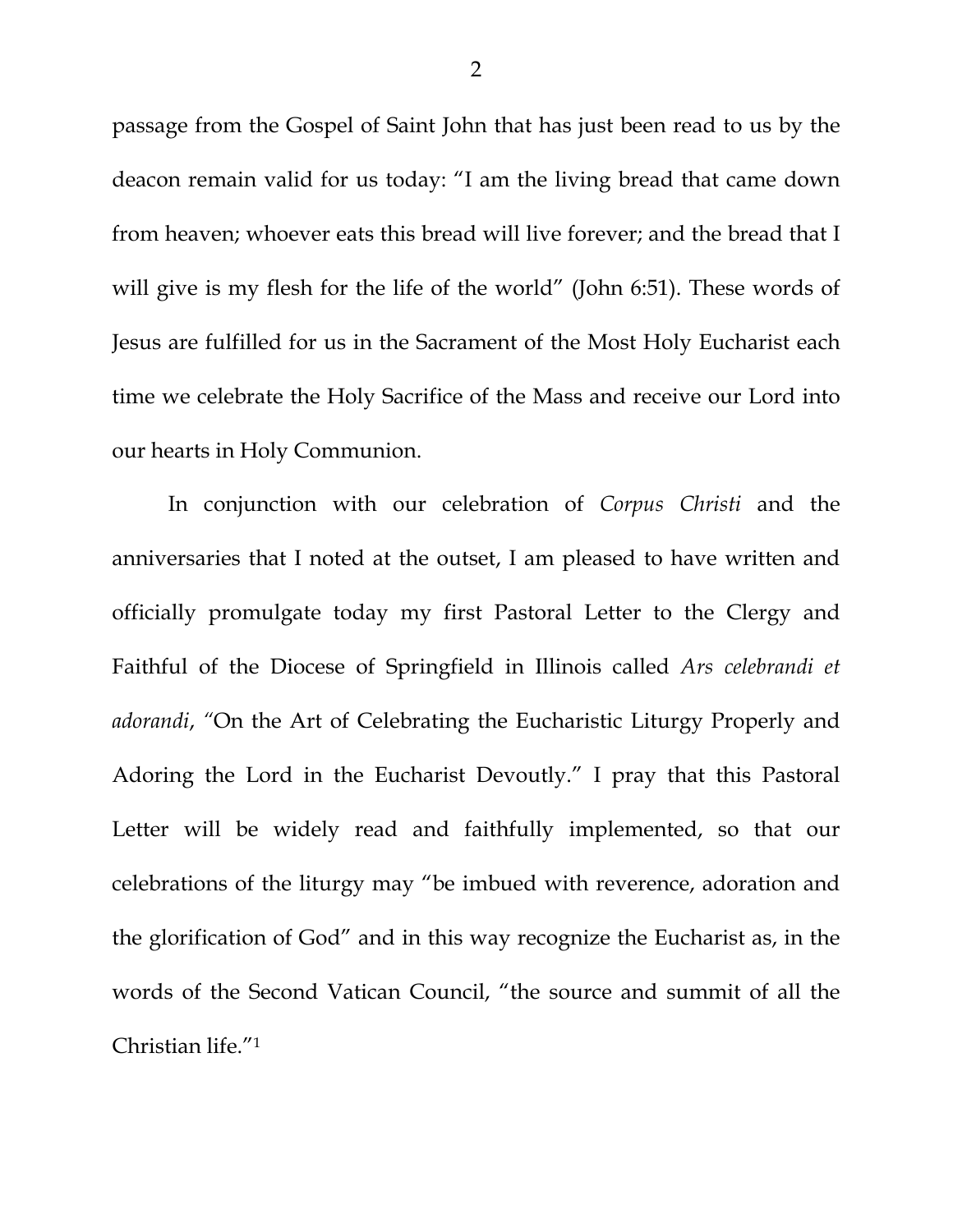passage from the Gospel of Saint John that has just been read to us by the deacon remain valid for us today: "I am the living bread that came down from heaven; whoever eats this bread will live forever; and the bread that I will give is my flesh for the life of the world" (John 6:51). These words of Jesus are fulfilled for us in the Sacrament of the Most Holy Eucharist each time we celebrate the Holy Sacrifice of the Mass and receive our Lord into our hearts in Holy Communion.

In conjunction with our celebration of *Corpus Christi* and the anniversaries that I noted at the outset, I am pleased to have written and officially promulgate today my first Pastoral Letter to the Clergy and Faithful of the Diocese of Springfield in Illinois called *Ars celebrandi et adorandi*, "On the Art of Celebrating the Eucharistic Liturgy Properly and Adoring the Lord in the Eucharist Devoutly." I pray that this Pastoral Letter will be widely read and faithfully implemented, so that our celebrations of the liturgy may "be imbued with reverence, adoration and the glorification of God" and in this way recognize the Eucharist as, in the words of the Second Vatican Council, "the source and summit of all the Christian life."[1]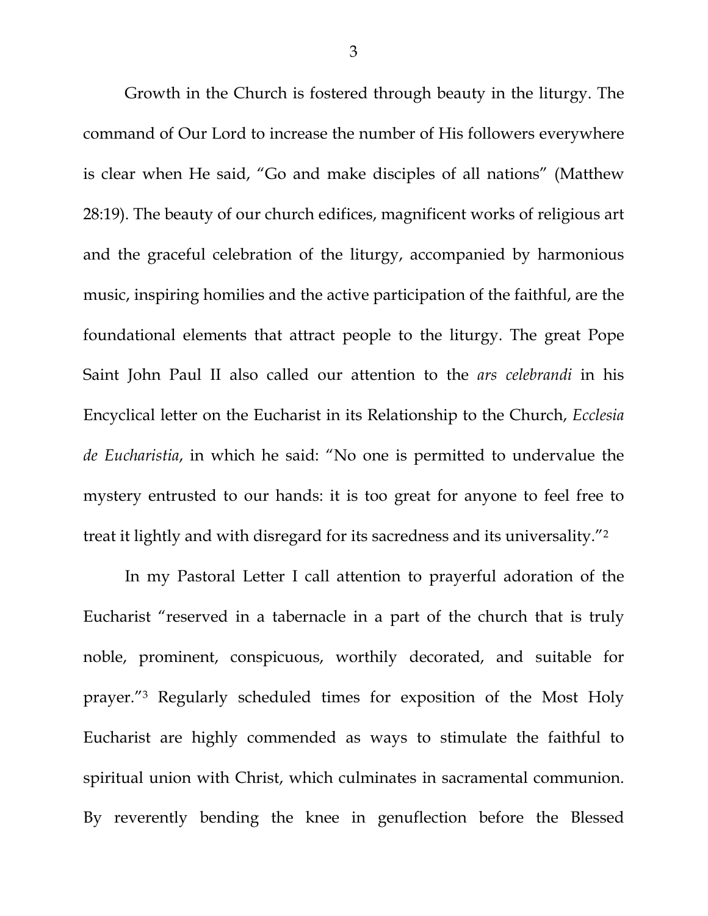Growth in the Church is fostered through beauty in the liturgy. The command of Our Lord to increase the number of His followers everywhere is clear when He said, "Go and make disciples of all nations" (Matthew 28:19). The beauty of our church edifices, magnificent works of religious art and the graceful celebration of the liturgy, accompanied by harmonious music, inspiring homilies and the active participation of the faithful, are the foundational elements that attract people to the liturgy. The great Pope Saint John Paul II also called our attention to the *ars celebrandi* in his Encyclical letter on the Eucharist in its Relationship to the Church, *Ecclesia de Eucharistia*, in which he said: "No one is permitted to undervalue the mystery entrusted to our hands: it is too great for anyone to feel free to treat it lightly and with disregard for its sacredness and its universality."[2]

In my Pastoral Letter I call attention to prayerful adoration of the Eucharist "reserved in a tabernacle in a part of the church that is truly noble, prominent, conspicuous, worthily decorated, and suitable for prayer."[3] Regularly scheduled times for exposition of the Most Holy Eucharist are highly commended as ways to stimulate the faithful to spiritual union with Christ, which culminates in sacramental communion. By reverently bending the knee in genuflection before the Blessed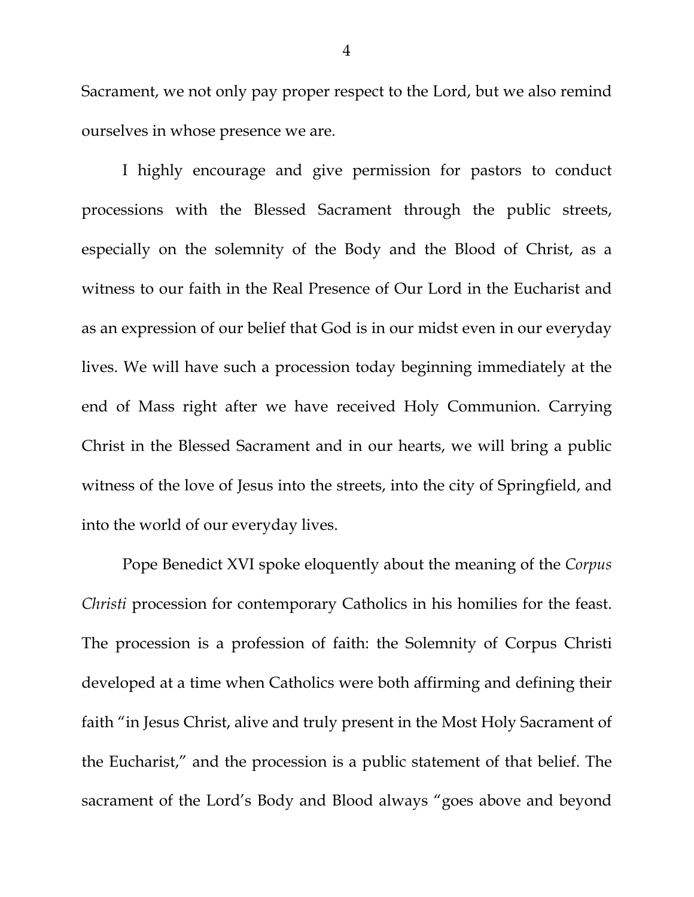Sacrament, we not only pay proper respect to the Lord, but we also remind ourselves in whose presence we are.

I highly encourage and give permission for pastors to conduct processions with the Blessed Sacrament through the public streets, especially on the solemnity of the Body and the Blood of Christ, as a witness to our faith in the Real Presence of Our Lord in the Eucharist and as an expression of our belief that God is in our midst even in our everyday lives. We will have such a procession today beginning immediately at the end of Mass right after we have received Holy Communion. Carrying Christ in the Blessed Sacrament and in our hearts, we will bring a public witness of the love of Jesus into the streets, into the city of Springfield, and into the world of our everyday lives.

Pope Benedict XVI spoke eloquently about the meaning of the *Corpus Christi* procession for contemporary Catholics in his homilies for the feast. The procession is a profession of faith: the Solemnity of Corpus Christi developed at a time when Catholics were both affirming and defining their faith "in Jesus Christ, alive and truly present in the Most Holy Sacrament of the Eucharist," and the procession is a public statement of that belief. The sacrament of the Lord's Body and Blood always "goes above and beyond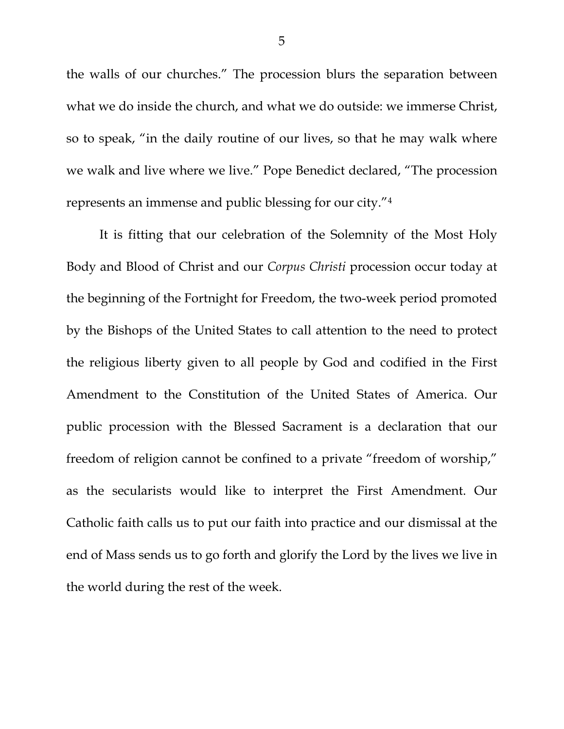the walls of our churches." The procession blurs the separation between what we do inside the church, and what we do outside: we immerse Christ, so to speak, "in the daily routine of our lives, so that he may walk where we walk and live where we live." Pope Benedict declared, "The procession represents an immense and public blessing for our city."[4]

It is fitting that our celebration of the Solemnity of the Most Holy Body and Blood of Christ and our *Corpus Christi* procession occur today at the beginning of the Fortnight for Freedom, the two-week period promoted by the Bishops of the United States to call attention to the need to protect the religious liberty given to all people by God and codified in the First Amendment to the Constitution of the United States of America. Our public procession with the Blessed Sacrament is a declaration that our freedom of religion cannot be confined to a private "freedom of worship," as the secularists would like to interpret the First Amendment. Our Catholic faith calls us to put our faith into practice and our dismissal at the end of Mass sends us to go forth and glorify the Lord by the lives we live in the world during the rest of the week.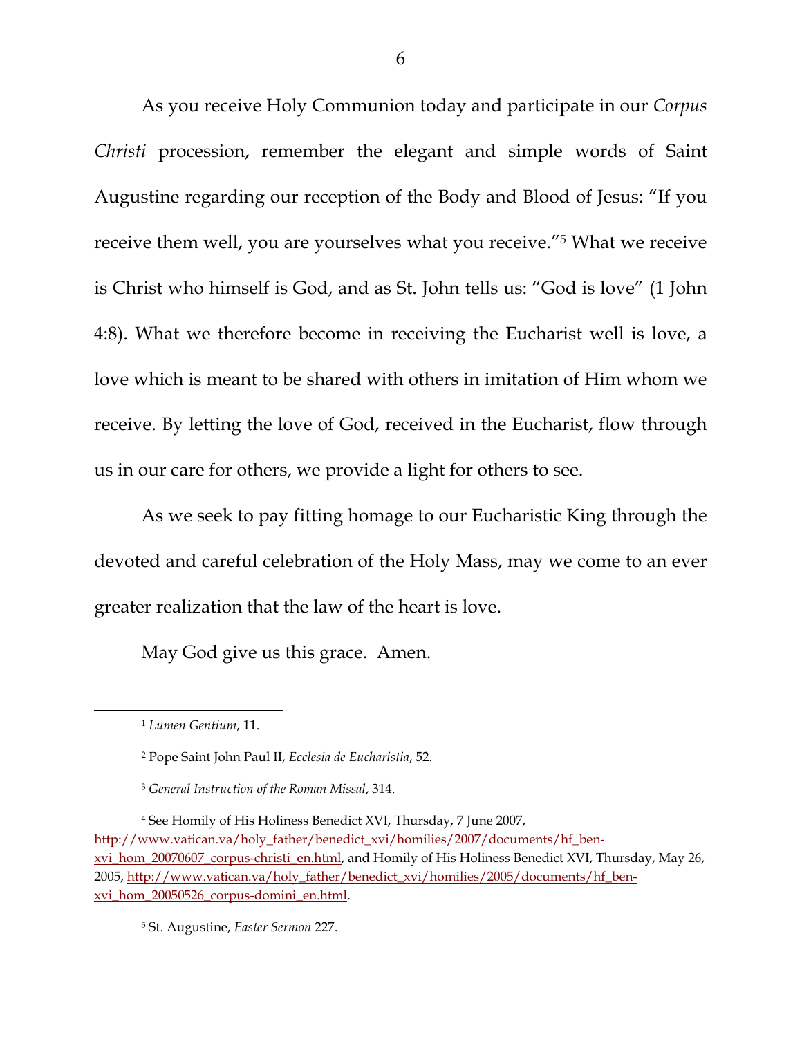As you receive Holy Communion today and participate in our *Corpus Christi* procession, remember the elegant and simple words of Saint Augustine regarding our reception of the Body and Blood of Jesus: "If you receive them well, you are yourselves what you receive."[5] What we receive is Christ who himself is God, and as St. John tells us: "God is love" (1 John 4:8). What we therefore become in receiving the Eucharist well is love, a love which is meant to be shared with others in imitation of Him whom we receive. By letting the love of God, received in the Eucharist, flow through us in our care for others, we provide a light for others to see.

As we seek to pay fitting homage to our Eucharistic King through the devoted and careful celebration of the Holy Mass, may we come to an ever greater realization that the law of the heart is love.

May God give us this grace. Amen.

---

[1] *Lumen Gentium*, 11.

[2] Pope Saint John Paul II, *Ecclesia de Eucharistia*, 52.

[3] *General Instruction of the Roman Missal*, 314.

[4] See Homily of His Holiness Benedict XVI, Thursday, 7 June 2007, http://www.vatican.va/holy_father/benedict_xvi/homilies/2007/documents/hf_ben-xvi_hom_20070607_corpus-christi_en.html, and Homily of His Holiness Benedict XVI, Thursday, May 26, 2005, http://www.vatican.va/holy_father/benedict_xvi/homilies/2005/documents/hf_ben-xvi_hom_20050526_corpus-domini_en.html.

[5] St. Augustine, *Easter Sermon* 227.